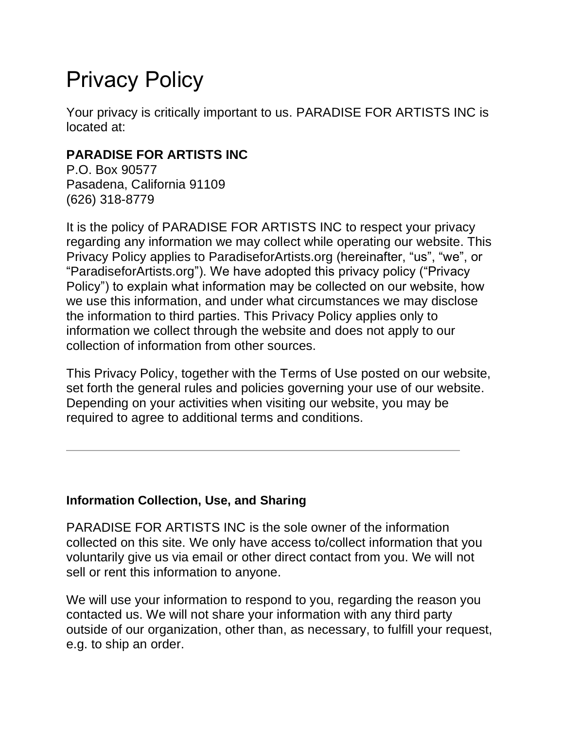# Privacy Policy

Your privacy is critically important to us. PARADISE FOR ARTISTS INC is located at:

**PARADISE FOR ARTISTS INC**
P.O. Box 90577
Pasadena, California 91109
(626) 318-8779

It is the policy of PARADISE FOR ARTISTS INC to respect your privacy regarding any information we may collect while operating our website. This Privacy Policy applies to ParadiseforArtists.org (hereinafter, "us", "we", or "ParadiseforArtists.org"). We have adopted this privacy policy ("Privacy Policy") to explain what information may be collected on our website, how we use this information, and under what circumstances we may disclose the information to third parties. This Privacy Policy applies only to information we collect through the website and does not apply to our collection of information from other sources.

This Privacy Policy, together with the Terms of Use posted on our website, set forth the general rules and policies governing your use of our website. Depending on your activities when visiting our website, you may be required to agree to additional terms and conditions.

---

**Information Collection, Use, and Sharing**

PARADISE FOR ARTISTS INC is the sole owner of the information collected on this site. We only have access to/collect information that you voluntarily give us via email or other direct contact from you. We will not sell or rent this information to anyone.

We will use your information to respond to you, regarding the reason you contacted us. We will not share your information with any third party outside of our organization, other than, as necessary, to fulfill your request, e.g. to ship an order.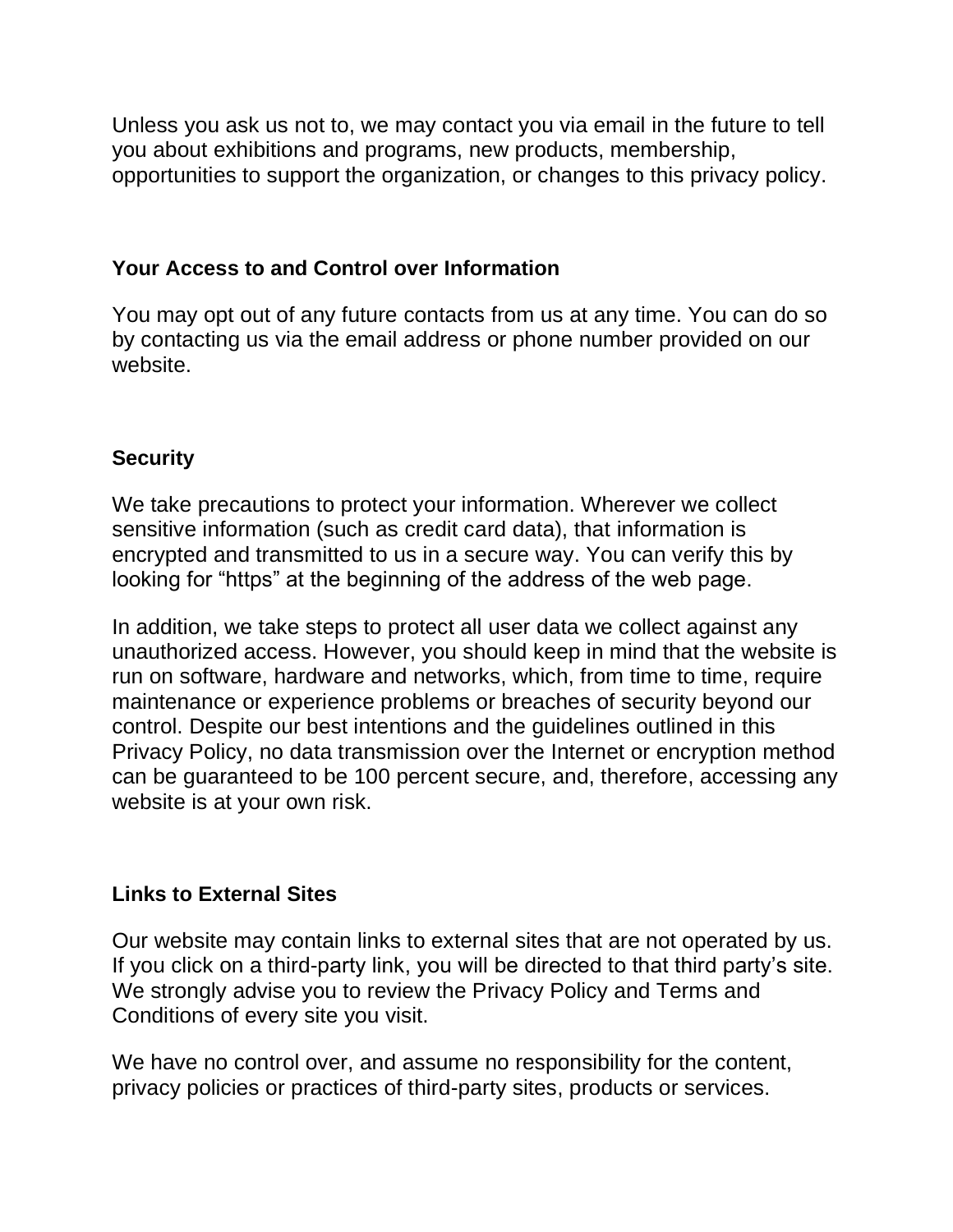Unless you ask us not to, we may contact you via email in the future to tell you about exhibitions and programs, new products, membership, opportunities to support the organization, or changes to this privacy policy.

**Your Access to and Control over Information**

You may opt out of any future contacts from us at any time. You can do so by contacting us via the email address or phone number provided on our website.

**Security**

We take precautions to protect your information. Wherever we collect sensitive information (such as credit card data), that information is encrypted and transmitted to us in a secure way. You can verify this by looking for "https" at the beginning of the address of the web page.

In addition, we take steps to protect all user data we collect against any unauthorized access. However, you should keep in mind that the website is run on software, hardware and networks, which, from time to time, require maintenance or experience problems or breaches of security beyond our control. Despite our best intentions and the guidelines outlined in this Privacy Policy, no data transmission over the Internet or encryption method can be guaranteed to be 100 percent secure, and, therefore, accessing any website is at your own risk.

**Links to External Sites**

Our website may contain links to external sites that are not operated by us. If you click on a third-party link, you will be directed to that third party's site. We strongly advise you to review the Privacy Policy and Terms and Conditions of every site you visit.

We have no control over, and assume no responsibility for the content, privacy policies or practices of third-party sites, products or services.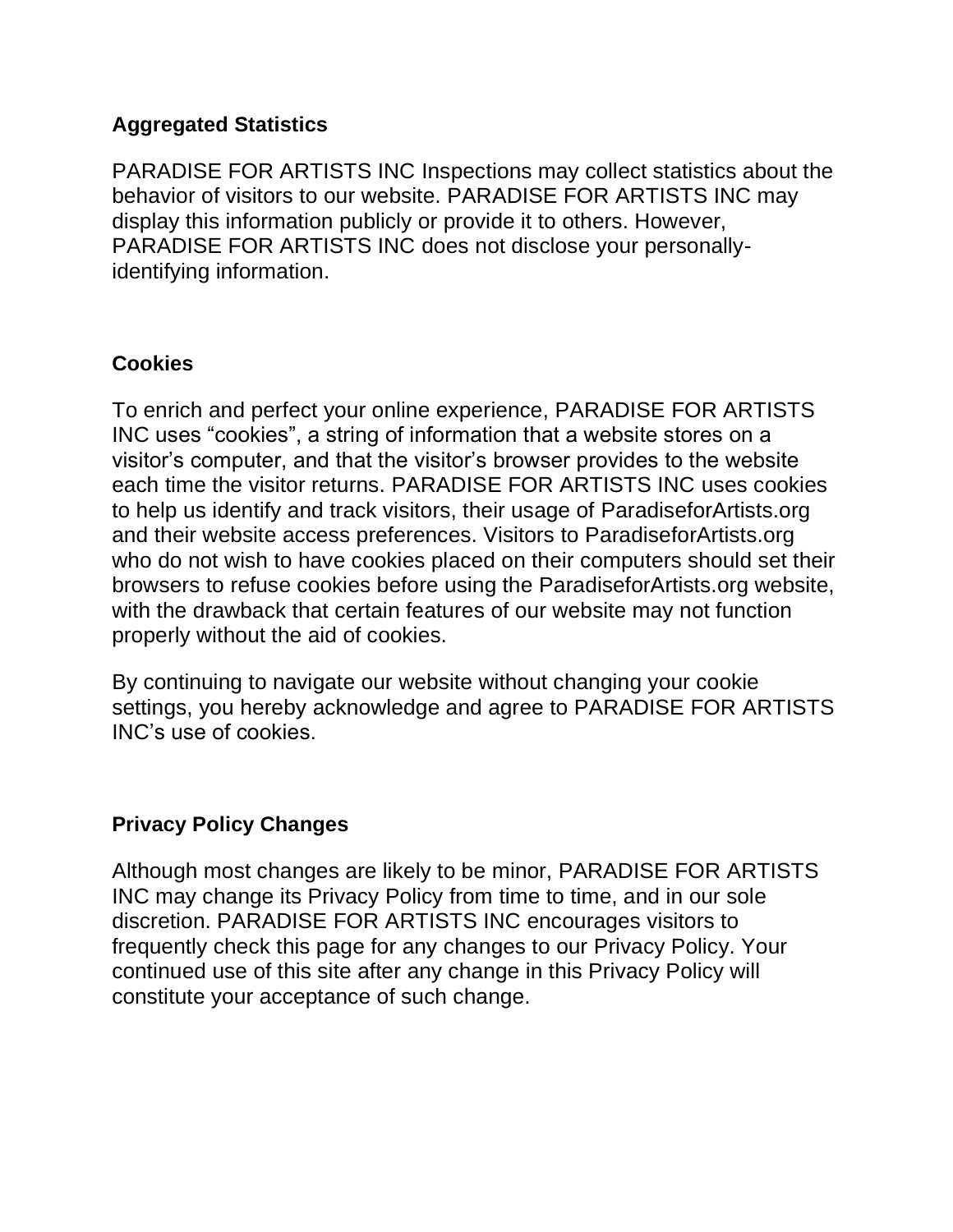**Aggregated Statistics**

PARADISE FOR ARTISTS INC Inspections may collect statistics about the behavior of visitors to our website. PARADISE FOR ARTISTS INC may display this information publicly or provide it to others. However, PARADISE FOR ARTISTS INC does not disclose your personally-identifying information.

**Cookies**

To enrich and perfect your online experience, PARADISE FOR ARTISTS INC uses "cookies", a string of information that a website stores on a visitor's computer, and that the visitor's browser provides to the website each time the visitor returns. PARADISE FOR ARTISTS INC uses cookies to help us identify and track visitors, their usage of ParadiseforArtists.org and their website access preferences. Visitors to ParadiseforArtists.org who do not wish to have cookies placed on their computers should set their browsers to refuse cookies before using the ParadiseforArtists.org website, with the drawback that certain features of our website may not function properly without the aid of cookies.

By continuing to navigate our website without changing your cookie settings, you hereby acknowledge and agree to PARADISE FOR ARTISTS INC's use of cookies.

**Privacy Policy Changes**

Although most changes are likely to be minor, PARADISE FOR ARTISTS INC may change its Privacy Policy from time to time, and in our sole discretion. PARADISE FOR ARTISTS INC encourages visitors to frequently check this page for any changes to our Privacy Policy. Your continued use of this site after any change in this Privacy Policy will constitute your acceptance of such change.